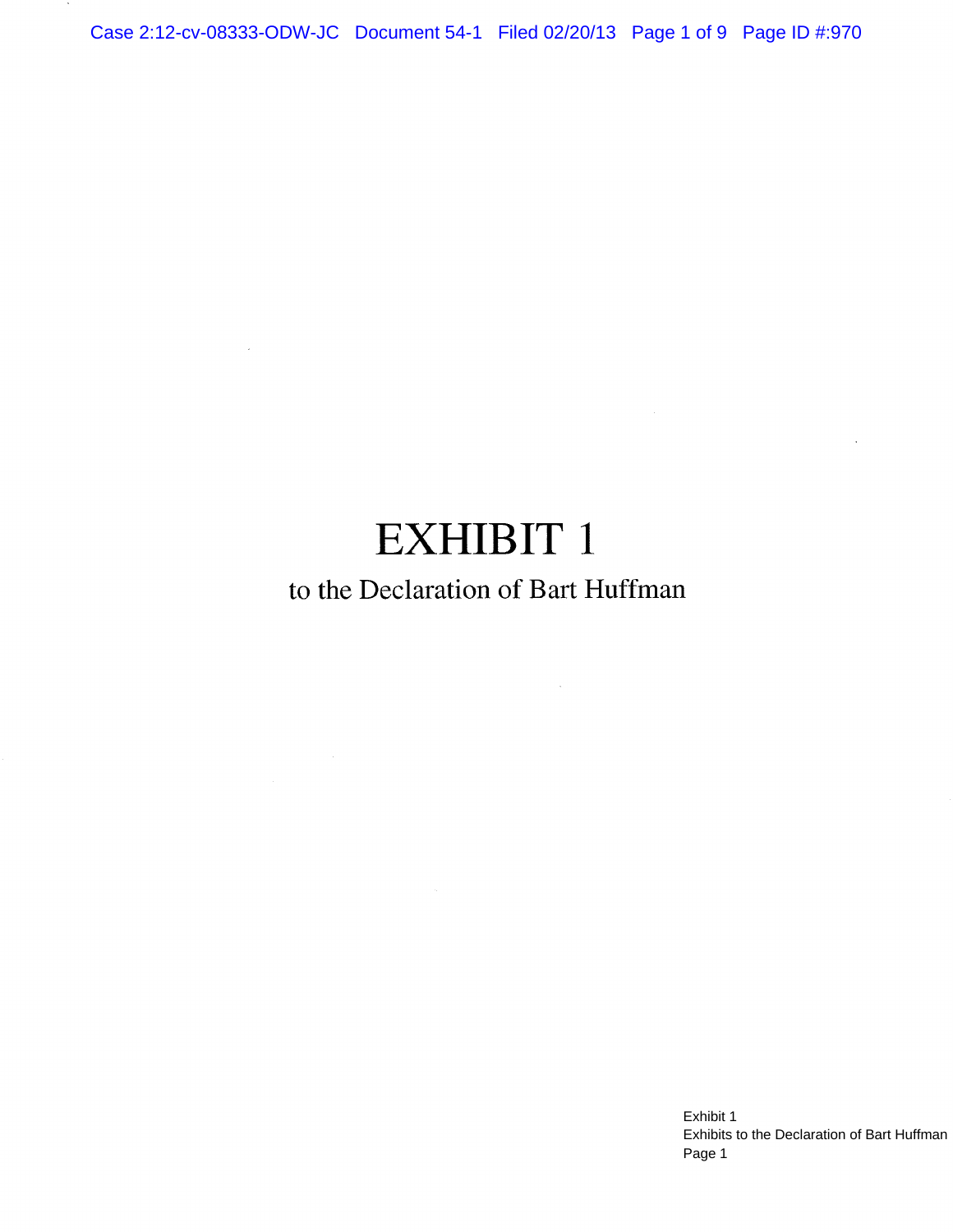# EXHIBIT 1

to the Declaration of Bart Huffman

Exhibit 1
Exhibits to the Declaration of Bart Huffman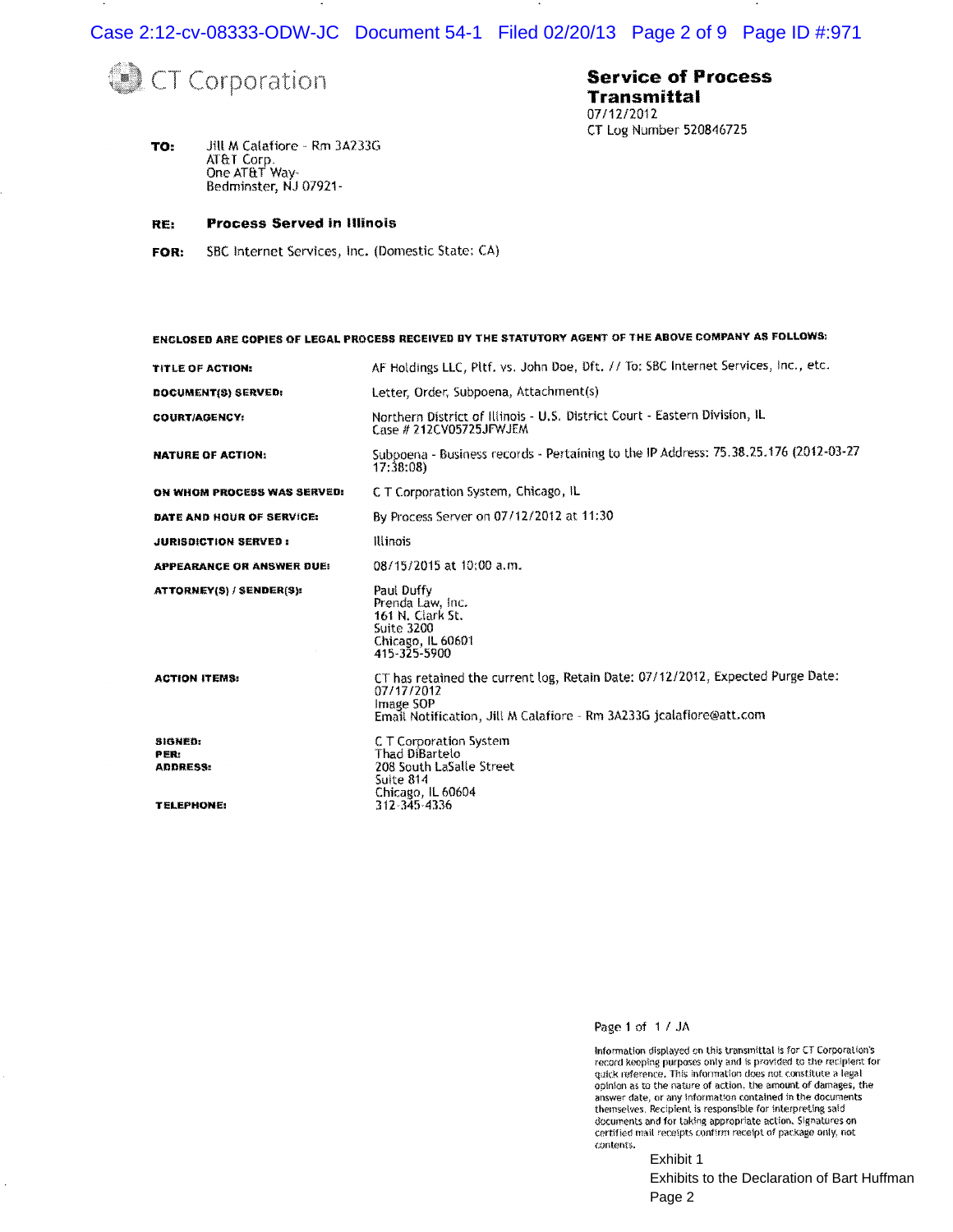CT Corporation

**Service of Process Transmittal**
07/12/2012
CT Log Number 520846725

**TO:** Jill M Calafiore - Rm 3A233G
AT&T Corp.
One AT&T Way-
Bedminster, NJ 07921-

**RE:** **Process Served in Illinois**

**FOR:** SBC Internet Services, Inc. (Domestic State: CA)

**ENCLOSED ARE COPIES OF LEGAL PROCESS RECEIVED BY THE STATUTORY AGENT OF THE ABOVE COMPANY AS FOLLOWS:**

| | |
|---|---|
| **TITLE OF ACTION:** | AF Holdings LLC, Pltf. vs. John Doe, Dft. // To: SBC Internet Services, Inc., etc. |
| **DOCUMENT(S) SERVED:** | Letter, Order, Subpoena, Attachment(s) |
| **COURT/AGENCY:** | Northern District of Illinois - U.S. District Court - Eastern Division, IL<br>Case # 212CV05725JFWJEM |
| **NATURE OF ACTION:** | Subpoena - Business records - Pertaining to the IP Address: 75.38.25.176 (2012-03-27 17:38:08) |
| **ON WHOM PROCESS WAS SERVED:** | C T Corporation System, Chicago, IL |
| **DATE AND HOUR OF SERVICE:** | By Process Server on 07/12/2012 at 11:30 |
| **JURISDICTION SERVED :** | Illinois |
| **APPEARANCE OR ANSWER DUE:** | 08/15/2015 at 10:00 a.m. |
| **ATTORNEY(S) / SENDER(S):** | Paul Duffy<br>Prenda Law, Inc.<br>161 N. Clark St.<br>Suite 3200<br>Chicago, IL 60601<br>415-325-5900 |
| **ACTION ITEMS:** | CT has retained the current log, Retain Date: 07/12/2012, Expected Purge Date: 07/17/2012<br>Image SOP<br>Email Notification, Jill M Calafiore - Rm 3A233G jcalafiore@att.com |
| **SIGNED:**<br>**PER:**<br>**ADDRESS:** | C T Corporation System<br>Thad DiBartelo<br>208 South LaSalle Street<br>Suite 814<br>Chicago, IL 60604 |
| **TELEPHONE:** | 312-345-4336 |

Page 1 of 1 / JA

Information displayed on this transmittal is for CT Corporation's record keeping purposes only and is provided to the recipient for quick reference. This information does not constitute a legal opinion as to the nature of action, the amount of damages, the answer date, or any information contained in the documents themselves. Recipient is responsible for interpreting said documents and for taking appropriate action. Signatures on certified mail receipts confirm receipt of package only, not contents.

Exhibit 1
Exhibits to the Declaration of Bart Huffman
Page 2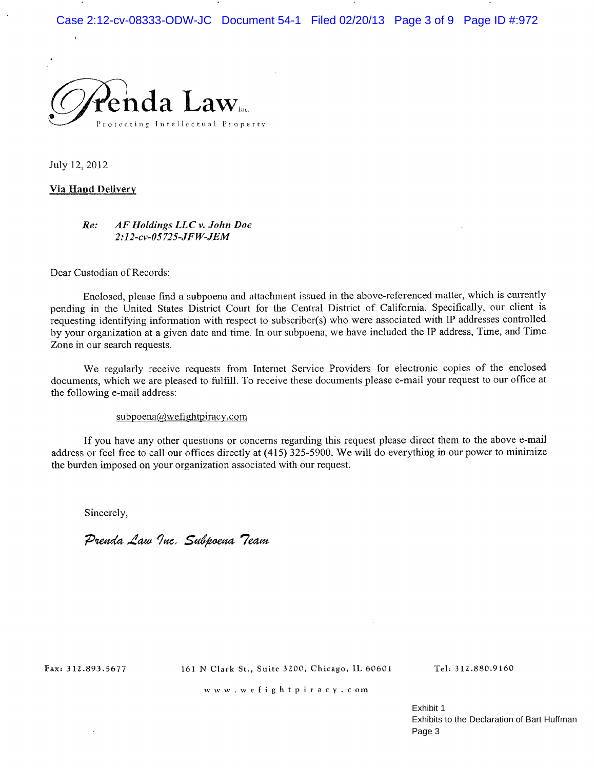# Prenda Law Inc.

Protecting Intellectual Property

July 12, 2012

**<u>Via Hand Delivery</u>**

> ***Re:*** *AF Holdings LLC v. John Doe*
> *2:12-cv-05725-JFW-JEM*

Dear Custodian of Records:

Enclosed, please find a subpoena and attachment issued in the above-referenced matter, which is currently pending in the United States District Court for the Central District of California. Specifically, our client is requesting identifying information with respect to subscriber(s) who were associated with IP addresses controlled by your organization at a given date and time. In our subpoena, we have included the IP address, Time, and Time Zone in our search requests.

We regularly receive requests from Internet Service Providers for electronic copies of the enclosed documents, which we are pleased to fulfill. To receive these documents please e-mail your request to our office at the following e-mail address:

subpoena@wefightpiracy.com

If you have any other questions or concerns regarding this request please direct them to the above e-mail address or feel free to call our offices directly at (415) 325-5900. We will do everything in our power to minimize the burden imposed on your organization associated with our request.

Sincerely,

*Prenda Law Inc. Subpoena Team*

Fax: 312.893.5677 | 161 N Clark St., Suite 3200, Chicago, IL 60601 | Tel: 312.880.9160

www.wefightpiracy.com

Exhibit 1
Exhibits to the Declaration of Bart Huffman
Page 3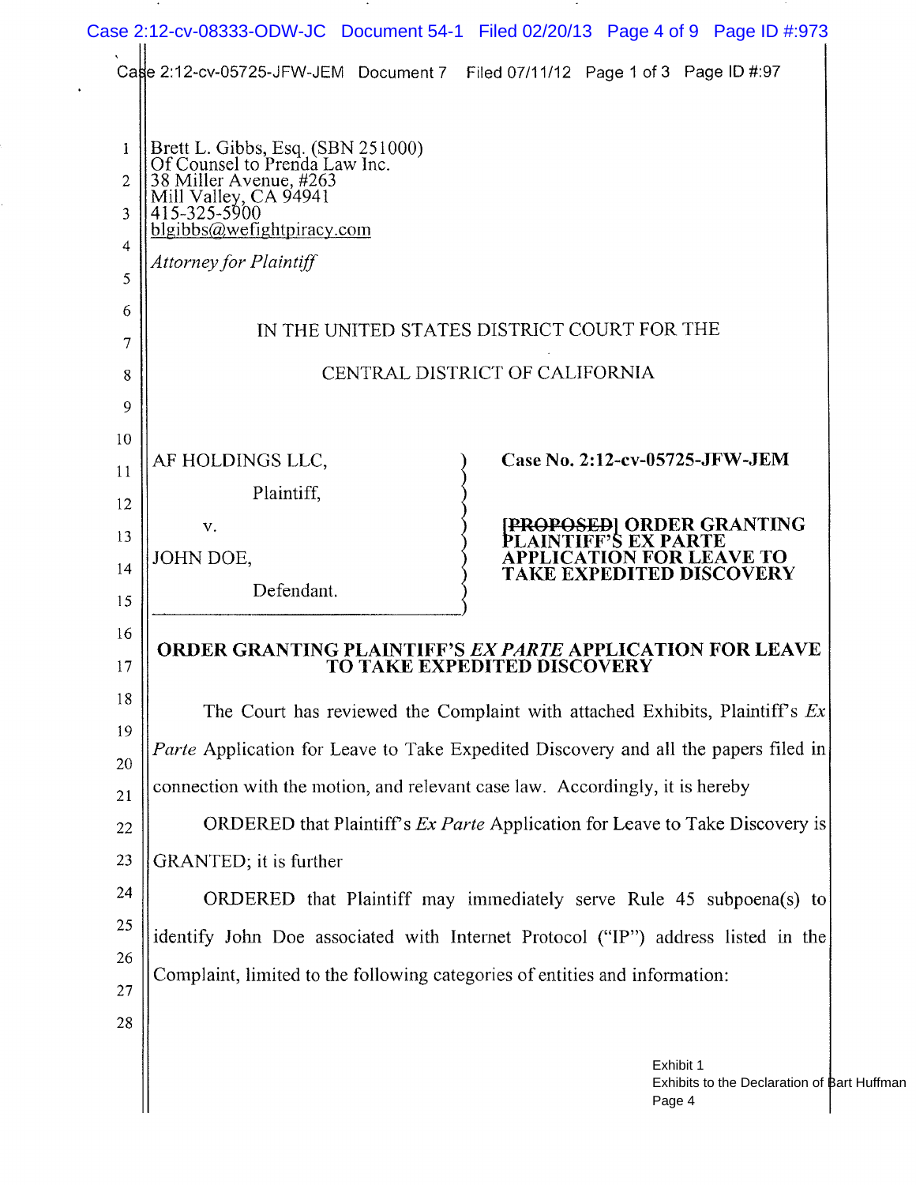Brett L. Gibbs, Esq. (SBN 251000)
Of Counsel to Prenda Law Inc.
38 Miller Avenue, #263
Mill Valley, CA 94941
415-325-5900
blgibbs@wefightpiracy.com

*Attorney for Plaintiff*

IN THE UNITED STATES DISTRICT COURT FOR THE

CENTRAL DISTRICT OF CALIFORNIA

| | |
|---|---|
| AF HOLDINGS LLC,<br><br>Plaintiff,<br><br>v.<br><br>JOHN DOE,<br><br>Defendant. | **Case No. 2:12-cv-05725-JFW-JEM**<br><br>**~~[PROPOSED]~~ ORDER GRANTING PLAINTIFF'S EX PARTE APPLICATION FOR LEAVE TO TAKE EXPEDITED DISCOVERY** |

**ORDER GRANTING PLAINTIFF'S *EX PARTE* APPLICATION FOR LEAVE TO TAKE EXPEDITED DISCOVERY**

The Court has reviewed the Complaint with attached Exhibits, Plaintiff's *Ex Parte* Application for Leave to Take Expedited Discovery and all the papers filed in connection with the motion, and relevant case law. Accordingly, it is hereby

ORDERED that Plaintiff's *Ex Parte* Application for Leave to Take Discovery is GRANTED; it is further

ORDERED that Plaintiff may immediately serve Rule 45 subpoena(s) to identify John Doe associated with Internet Protocol ("IP") address listed in the Complaint, limited to the following categories of entities and information:

Exhibit 1
Exhibits to the Declaration of Bart Huffman
Page 4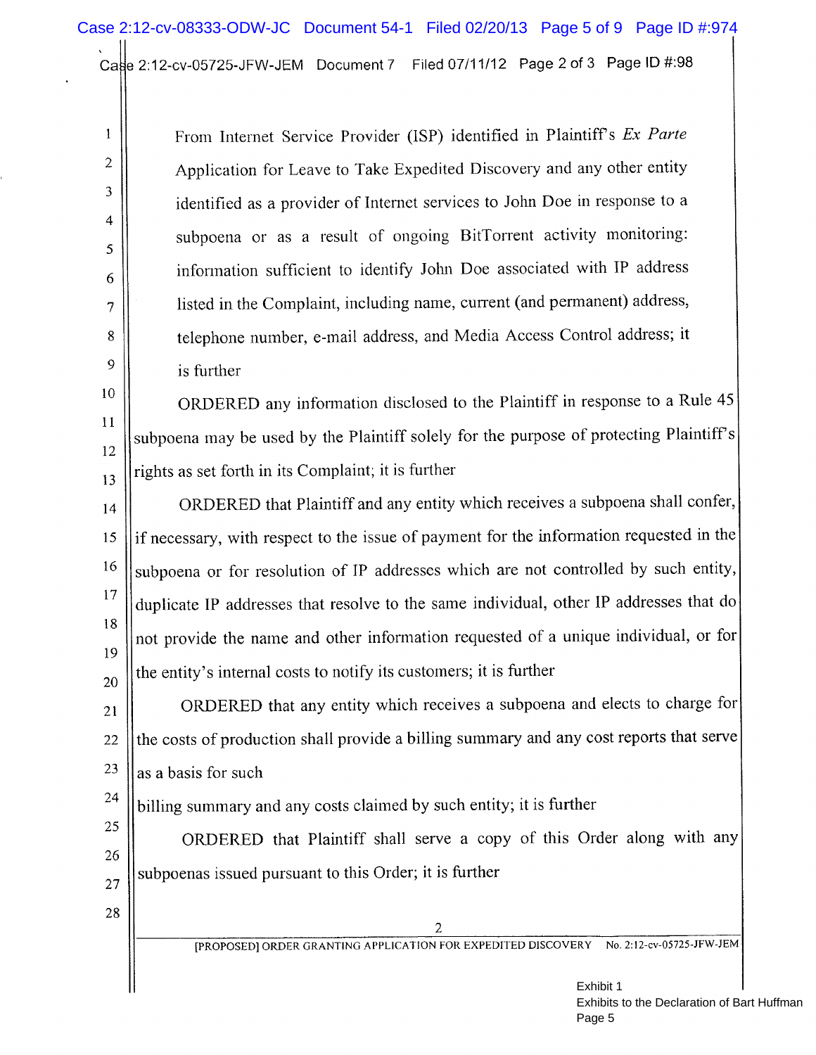From Internet Service Provider (ISP) identified in Plaintiff's *Ex Parte* Application for Leave to Take Expedited Discovery and any other entity identified as a provider of Internet services to John Doe in response to a subpoena or as a result of ongoing BitTorrent activity monitoring: information sufficient to identify John Doe associated with IP address listed in the Complaint, including name, current (and permanent) address, telephone number, e-mail address, and Media Access Control address; it is further

ORDERED any information disclosed to the Plaintiff in response to a Rule 45 subpoena may be used by the Plaintiff solely for the purpose of protecting Plaintiff's rights as set forth in its Complaint; it is further

ORDERED that Plaintiff and any entity which receives a subpoena shall confer, if necessary, with respect to the issue of payment for the information requested in the subpoena or for resolution of IP addresses which are not controlled by such entity, duplicate IP addresses that resolve to the same individual, other IP addresses that do not provide the name and other information requested of a unique individual, or for the entity's internal costs to notify its customers; it is further

ORDERED that any entity which receives a subpoena and elects to charge for the costs of production shall provide a billing summary and any cost reports that serve as a basis for such

billing summary and any costs claimed by such entity; it is further

ORDERED that Plaintiff shall serve a copy of this Order along with any subpoenas issued pursuant to this Order; it is further

[PROPOSED] ORDER GRANTING APPLICATION FOR EXPEDITED DISCOVERY No. 2:12-cv-05725-JFW-JEM

Exhibit 1
Exhibits to the Declaration of Bart Huffman
Page 5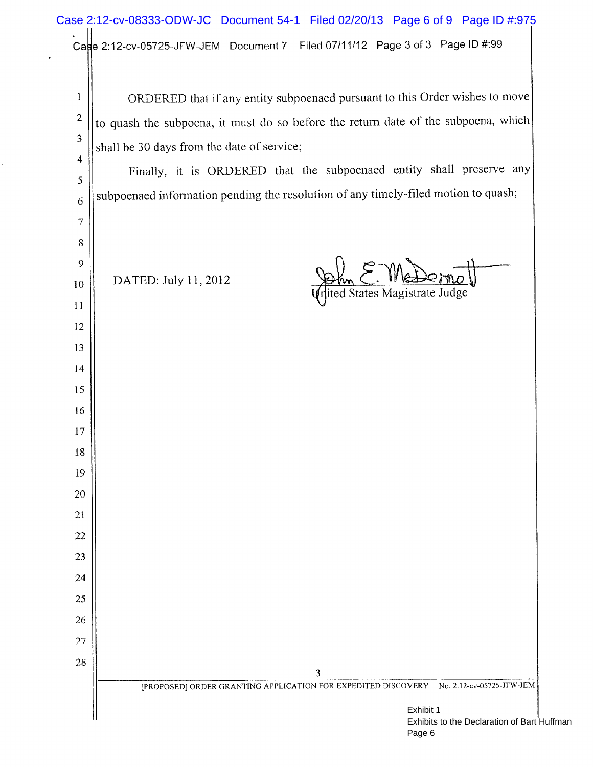ORDERED that if any entity subpoenaed pursuant to this Order wishes to move to quash the subpoena, it must do so before the return date of the subpoena, which shall be 30 days from the date of service;

Finally, it is ORDERED that the subpoenaed entity shall preserve any subpoenaed information pending the resolution of any timely-filed motion to quash;

DATED: July 11, 2012

John E. McDermott
United States Magistrate Judge

[PROPOSED] ORDER GRANTING APPLICATION FOR EXPEDITED DISCOVERY No. 2:12-cv-05725-JFW-JEM

Exhibit 1
Exhibits to the Declaration of Bart Huffman
Page 6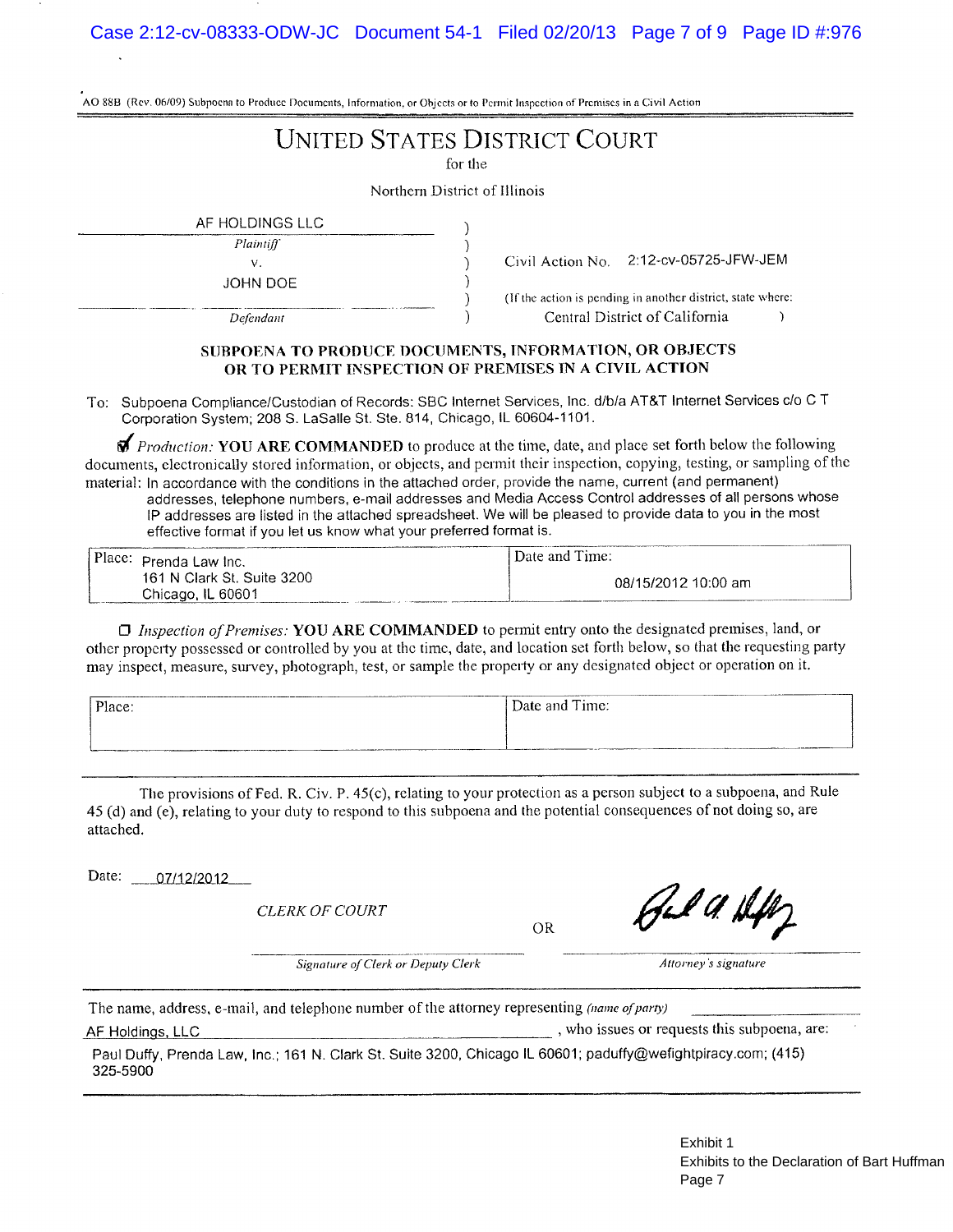AO 88B (Rev. 06/09) Subpoena to Produce Documents, Information, or Objects or to Permit Inspection of Premises in a Civil Action

# UNITED STATES DISTRICT COURT

for the

Northern District of Illinois

| | | |
|---|---|---|
| AF HOLDINGS LLC | ) | |
| *Plaintiff* | ) | |
| v. | ) | Civil Action No. 2:12-cv-05725-JFW-JEM |
| JOHN DOE | ) | |
| | ) | (If the action is pending in another district, state where: |
| *Defendant* | ) | Central District of California ) |

**SUBPOENA TO PRODUCE DOCUMENTS, INFORMATION, OR OBJECTS OR TO PERMIT INSPECTION OF PREMISES IN A CIVIL ACTION**

To: Subpoena Compliance/Custodian of Records: SBC Internet Services, Inc. d/b/a AT&T Internet Services c/o C T Corporation System; 208 S. LaSalle St. Ste. 814, Chicago, IL 60604-1101.

☑ *Production:* **YOU ARE COMMANDED** to produce at the time, date, and place set forth below the following documents, electronically stored information, or objects, and permit their inspection, copying, testing, or sampling of the material: In accordance with the conditions in the attached order, provide the name, current (and permanent) addresses, telephone numbers, e-mail addresses and Media Access Control addresses of all persons whose IP addresses are listed in the attached spreadsheet. We will be pleased to provide data to you in the most effective format if you let us know what your preferred format is.

| Place: Prenda Law Inc. 161 N Clark St. Suite 3200 Chicago, IL 60601 | Date and Time: 08/15/2012 10:00 am |
|---|---|

☐ *Inspection of Premises:* **YOU ARE COMMANDED** to permit entry onto the designated premises, land, or other property possessed or controlled by you at the time, date, and location set forth below, so that the requesting party may inspect, measure, survey, photograph, test, or sample the property or any designated object or operation on it.

| Place: | Date and Time: |
|---|---|

The provisions of Fed. R. Civ. P. 45(c), relating to your protection as a person subject to a subpoena, and Rule 45 (d) and (e), relating to your duty to respond to this subpoena and the potential consequences of not doing so, are attached.

Date: 07/12/2012

*CLERK OF COURT*

OR

[signature]

*Signature of Clerk or Deputy Clerk*

*Attorney's signature*

The name, address, e-mail, and telephone number of the attorney representing *(name of party)* AF Holdings, LLC, who issues or requests this subpoena, are:

Paul Duffy, Prenda Law, Inc.; 161 N. Clark St. Suite 3200, Chicago IL 60601; paduffy@wefightpiracy.com; (415) 325-5900

Exhibit 1
Exhibits to the Declaration of Bart Huffman
Page 7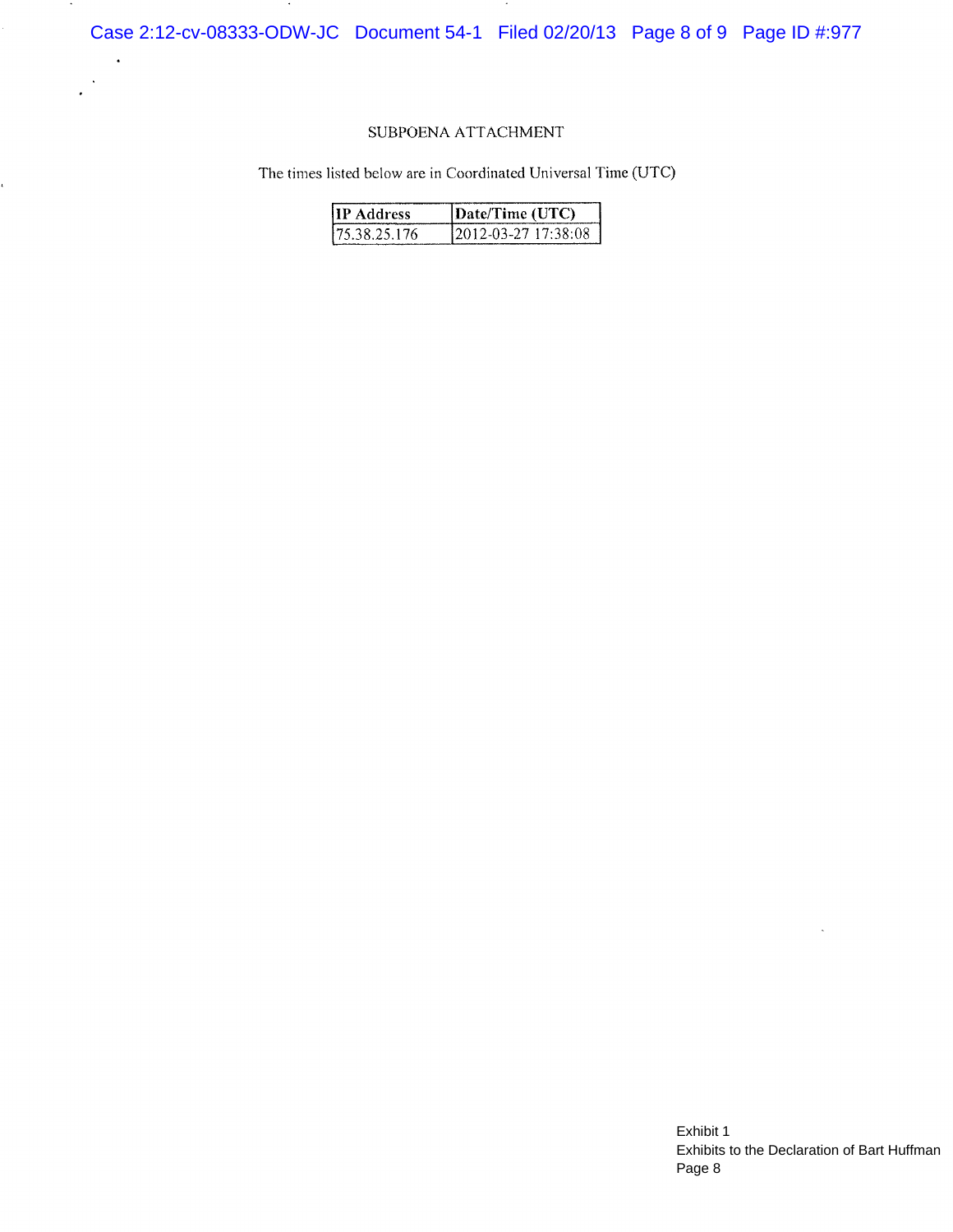SUBPOENA ATTACHMENT

The times listed below are in Coordinated Universal Time (UTC)

| IP Address | Date/Time (UTC) |
| --- | --- |
| 75.38.25.176 | 2012-03-27 17:38:08 |

Exhibit 1
Exhibits to the Declaration of Bart Huffman
Page 8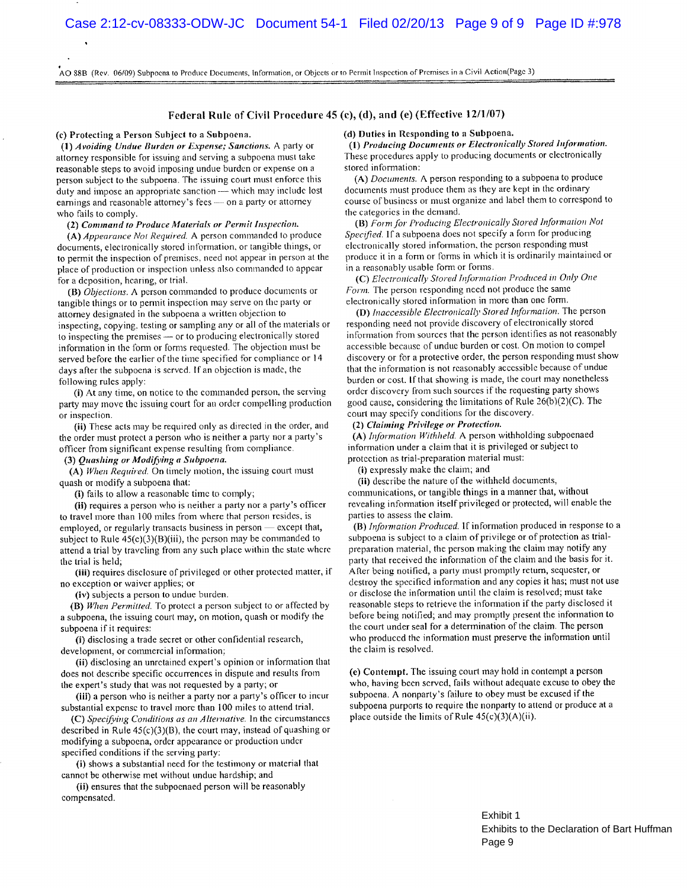AO 88B (Rev. 06/09) Subpoena to Produce Documents, Information, or Objects or to Permit Inspection of Premises in a Civil Action(Page 3)

## Federal Rule of Civil Procedure 45 (c), (d), and (e) (Effective 12/1/07)

**(c) Protecting a Person Subject to a Subpoena.**

**(1)** ***Avoiding Undue Burden or Expense; Sanctions.*** A party or attorney responsible for issuing and serving a subpoena must take reasonable steps to avoid imposing undue burden or expense on a person subject to the subpoena. The issuing court must enforce this duty and impose an appropriate sanction — which may include lost earnings and reasonable attorney's fees — on a party or attorney who fails to comply.

**(2)** ***Command to Produce Materials or Permit Inspection.***

**(A)** *Appearance Not Required.* A person commanded to produce documents, electronically stored information, or tangible things, or to permit the inspection of premises, need not appear in person at the place of production or inspection unless also commanded to appear for a deposition, hearing, or trial.

**(B)** *Objections.* A person commanded to produce documents or tangible things or to permit inspection may serve on the party or attorney designated in the subpoena a written objection to inspecting, copying, testing or sampling any or all of the materials or to inspecting the premises — or to producing electronically stored information in the form or forms requested. The objection must be served before the earlier of the time specified for compliance or 14 days after the subpoena is served. If an objection is made, the following rules apply:

**(i)** At any time, on notice to the commanded person, the serving party may move the issuing court for an order compelling production or inspection.

**(ii)** These acts may be required only as directed in the order, and the order must protect a person who is neither a party nor a party's officer from significant expense resulting from compliance.

**(3)** ***Quashing or Modifying a Subpoena.***

**(A)** *When Required.* On timely motion, the issuing court must quash or modify a subpoena that:

**(i)** fails to allow a reasonable time to comply;

**(ii)** requires a person who is neither a party nor a party's officer to travel more than 100 miles from where that person resides, is employed, or regularly transacts business in person — except that, subject to Rule 45(c)(3)(B)(iii), the person may be commanded to attend a trial by traveling from any such place within the state where the trial is held;

**(iii)** requires disclosure of privileged or other protected matter, if no exception or waiver applies; or

**(iv)** subjects a person to undue burden.

**(B)** *When Permitted.* To protect a person subject to or affected by a subpoena, the issuing court may, on motion, quash or modify the subpoena if it requires:

**(i)** disclosing a trade secret or other confidential research, development, or commercial information;

**(ii)** disclosing an unretained expert's opinion or information that does not describe specific occurrences in dispute and results from the expert's study that was not requested by a party; or

**(iii)** a person who is neither a party nor a party's officer to incur substantial expense to travel more than 100 miles to attend trial.

**(C)** *Specifying Conditions as an Alternative.* In the circumstances described in Rule 45(c)(3)(B), the court may, instead of quashing or modifying a subpoena, order appearance or production under specified conditions if the serving party:

**(i)** shows a substantial need for the testimony or material that cannot be otherwise met without undue hardship; and

**(ii)** ensures that the subpoenaed person will be reasonably compensated.

**(d) Duties in Responding to a Subpoena.**

**(1)** ***Producing Documents or Electronically Stored Information.*** These procedures apply to producing documents or electronically stored information:

**(A)** *Documents.* A person responding to a subpoena to produce documents must produce them as they are kept in the ordinary course of business or must organize and label them to correspond to the categories in the demand.

**(B)** *Form for Producing Electronically Stored Information Not Specified.* If a subpoena does not specify a form for producing electronically stored information, the person responding must produce it in a form or forms in which it is ordinarily maintained or in a reasonably usable form or forms.

**(C)** *Electronically Stored Information Produced in Only One Form.* The person responding need not produce the same electronically stored information in more than one form.

**(D)** *Inaccessible Electronically Stored Information.* The person responding need not provide discovery of electronically stored information from sources that the person identifies as not reasonably accessible because of undue burden or cost. On motion to compel discovery or for a protective order, the person responding must show that the information is not reasonably accessible because of undue burden or cost. If that showing is made, the court may nonetheless order discovery from such sources if the requesting party shows good cause, considering the limitations of Rule 26(b)(2)(C). The court may specify conditions for the discovery.

**(2)** ***Claiming Privilege or Protection.***

**(A)** *Information Withheld.* A person withholding subpoenaed information under a claim that it is privileged or subject to protection as trial-preparation material must:

**(i)** expressly make the claim; and

**(ii)** describe the nature of the withheld documents, communications, or tangible things in a manner that, without revealing information itself privileged or protected, will enable the parties to assess the claim.

**(B)** *Information Produced.* If information produced in response to a subpoena is subject to a claim of privilege or of protection as trial-preparation material, the person making the claim may notify any party that received the information of the claim and the basis for it. After being notified, a party must promptly return, sequester, or destroy the specified information and any copies it has; must not use or disclose the information until the claim is resolved; must take reasonable steps to retrieve the information if the party disclosed it before being notified; and may promptly present the information to the court under seal for a determination of the claim. The person who produced the information must preserve the information until the claim is resolved.

**(e) Contempt.** The issuing court may hold in contempt a person who, having been served, fails without adequate excuse to obey the subpoena. A nonparty's failure to obey must be excused if the subpoena purports to require the nonparty to attend or produce at a place outside the limits of Rule 45(c)(3)(A)(ii).

Exhibit 1
Exhibits to the Declaration of Bart Huffman
Page 9